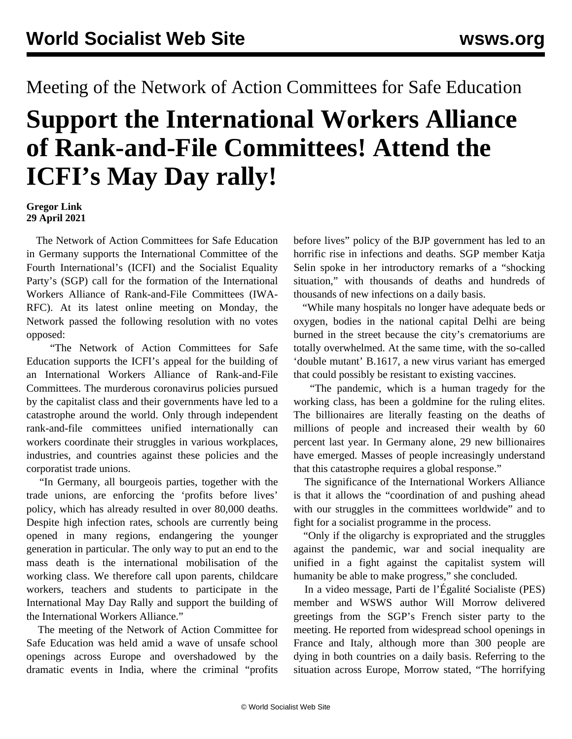Meeting of the Network of Action Committees for Safe Education

# Support the International Workers Alliance of Rank-and-File Committees! Attend the ICFI's May Day rally!

**Gregor Link**
**29 April 2021**

The Network of Action Committees for Safe Education in Germany supports the International Committee of the Fourth International's (ICFI) and the Socialist Equality Party's (SGP) call for the formation of the International Workers Alliance of Rank-and-File Committees (IWA-RFC). At its latest online meeting on Monday, the Network passed the following resolution with no votes opposed:

"The Network of Action Committees for Safe Education supports the ICFI's appeal for the building of an International Workers Alliance of Rank-and-File Committees. The murderous coronavirus policies pursued by the capitalist class and their governments have led to a catastrophe around the world. Only through independent rank-and-file committees unified internationally can workers coordinate their struggles in various workplaces, industries, and countries against these policies and the corporatist trade unions.

"In Germany, all bourgeois parties, together with the trade unions, are enforcing the 'profits before lives' policy, which has already resulted in over 80,000 deaths. Despite high infection rates, schools are currently being opened in many regions, endangering the younger generation in particular. The only way to put an end to the mass death is the international mobilisation of the working class. We therefore call upon parents, childcare workers, teachers and students to participate in the International May Day Rally and support the building of the International Workers Alliance."

The meeting of the Network of Action Committee for Safe Education was held amid a wave of unsafe school openings across Europe and overshadowed by the dramatic events in India, where the criminal "profits before lives" policy of the BJP government has led to an horrific rise in infections and deaths. SGP member Katja Selin spoke in her introductory remarks of a "shocking situation," with thousands of deaths and hundreds of thousands of new infections on a daily basis.

"While many hospitals no longer have adequate beds or oxygen, bodies in the national capital Delhi are being burned in the street because the city's crematoriums are totally overwhelmed. At the same time, with the so-called 'double mutant' B.1617, a new virus variant has emerged that could possibly be resistant to existing vaccines.

"The pandemic, which is a human tragedy for the working class, has been a goldmine for the ruling elites. The billionaires are literally feasting on the deaths of millions of people and increased their wealth by 60 percent last year. In Germany alone, 29 new billionaires have emerged. Masses of people increasingly understand that this catastrophe requires a global response."

The significance of the International Workers Alliance is that it allows the "coordination of and pushing ahead with our struggles in the committees worldwide" and to fight for a socialist programme in the process.

"Only if the oligarchy is expropriated and the struggles against the pandemic, war and social inequality are unified in a fight against the capitalist system will humanity be able to make progress," she concluded.

In a video message, Parti de l'Égalité Socialiste (PES) member and WSWS author Will Morrow delivered greetings from the SGP's French sister party to the meeting. He reported from widespread school openings in France and Italy, although more than 300 people are dying in both countries on a daily basis. Referring to the situation across Europe, Morrow stated, "The horrifying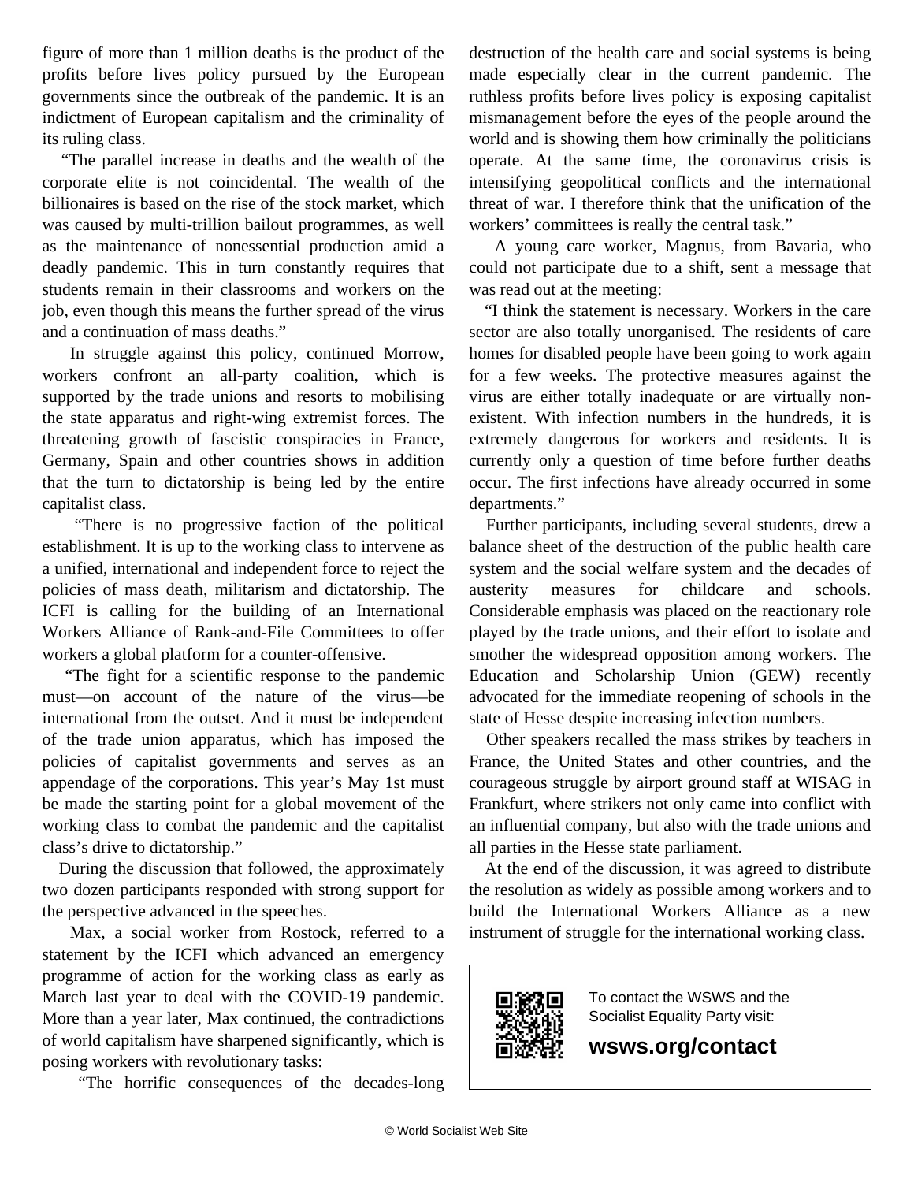figure of more than 1 million deaths is the product of the profits before lives policy pursued by the European governments since the outbreak of the pandemic. It is an indictment of European capitalism and the criminality of its ruling class.

"The parallel increase in deaths and the wealth of the corporate elite is not coincidental. The wealth of the billionaires is based on the rise of the stock market, which was caused by multi-trillion bailout programmes, as well as the maintenance of nonessential production amid a deadly pandemic. This in turn constantly requires that students remain in their classrooms and workers on the job, even though this means the further spread of the virus and a continuation of mass deaths."

In struggle against this policy, continued Morrow, workers confront an all-party coalition, which is supported by the trade unions and resorts to mobilising the state apparatus and right-wing extremist forces. The threatening growth of fascistic conspiracies in France, Germany, Spain and other countries shows in addition that the turn to dictatorship is being led by the entire capitalist class.

"There is no progressive faction of the political establishment. It is up to the working class to intervene as a unified, international and independent force to reject the policies of mass death, militarism and dictatorship. The ICFI is calling for the building of an International Workers Alliance of Rank-and-File Committees to offer workers a global platform for a counter-offensive.

"The fight for a scientific response to the pandemic must—on account of the nature of the virus—be international from the outset. And it must be independent of the trade union apparatus, which has imposed the policies of capitalist governments and serves as an appendage of the corporations. This year's May 1st must be made the starting point for a global movement of the working class to combat the pandemic and the capitalist class's drive to dictatorship."

During the discussion that followed, the approximately two dozen participants responded with strong support for the perspective advanced in the speeches.

Max, a social worker from Rostock, referred to a statement by the ICFI which advanced an emergency programme of action for the working class as early as March last year to deal with the COVID-19 pandemic. More than a year later, Max continued, the contradictions of world capitalism have sharpened significantly, which is posing workers with revolutionary tasks:

"The horrific consequences of the decades-long destruction of the health care and social systems is being made especially clear in the current pandemic. The ruthless profits before lives policy is exposing capitalist mismanagement before the eyes of the people around the world and is showing them how criminally the politicians operate. At the same time, the coronavirus crisis is intensifying geopolitical conflicts and the international threat of war. I therefore think that the unification of the workers' committees is really the central task."

A young care worker, Magnus, from Bavaria, who could not participate due to a shift, sent a message that was read out at the meeting:

"I think the statement is necessary. Workers in the care sector are also totally unorganised. The residents of care homes for disabled people have been going to work again for a few weeks. The protective measures against the virus are either totally inadequate or are virtually non-existent. With infection numbers in the hundreds, it is extremely dangerous for workers and residents. It is currently only a question of time before further deaths occur. The first infections have already occurred in some departments."

Further participants, including several students, drew a balance sheet of the destruction of the public health care system and the social welfare system and the decades of austerity measures for childcare and schools. Considerable emphasis was placed on the reactionary role played by the trade unions, and their effort to isolate and smother the widespread opposition among workers. The Education and Scholarship Union (GEW) recently advocated for the immediate reopening of schools in the state of Hesse despite increasing infection numbers.

Other speakers recalled the mass strikes by teachers in France, the United States and other countries, and the courageous struggle by airport ground staff at WISAG in Frankfurt, where strikers not only came into conflict with an influential company, but also with the trade unions and all parties in the Hesse state parliament.

At the end of the discussion, it was agreed to distribute the resolution as widely as possible among workers and to build the International Workers Alliance as a new instrument of struggle for the international working class.

To contact the WSWS and the Socialist Equality Party visit:

**wsws.org/contact**